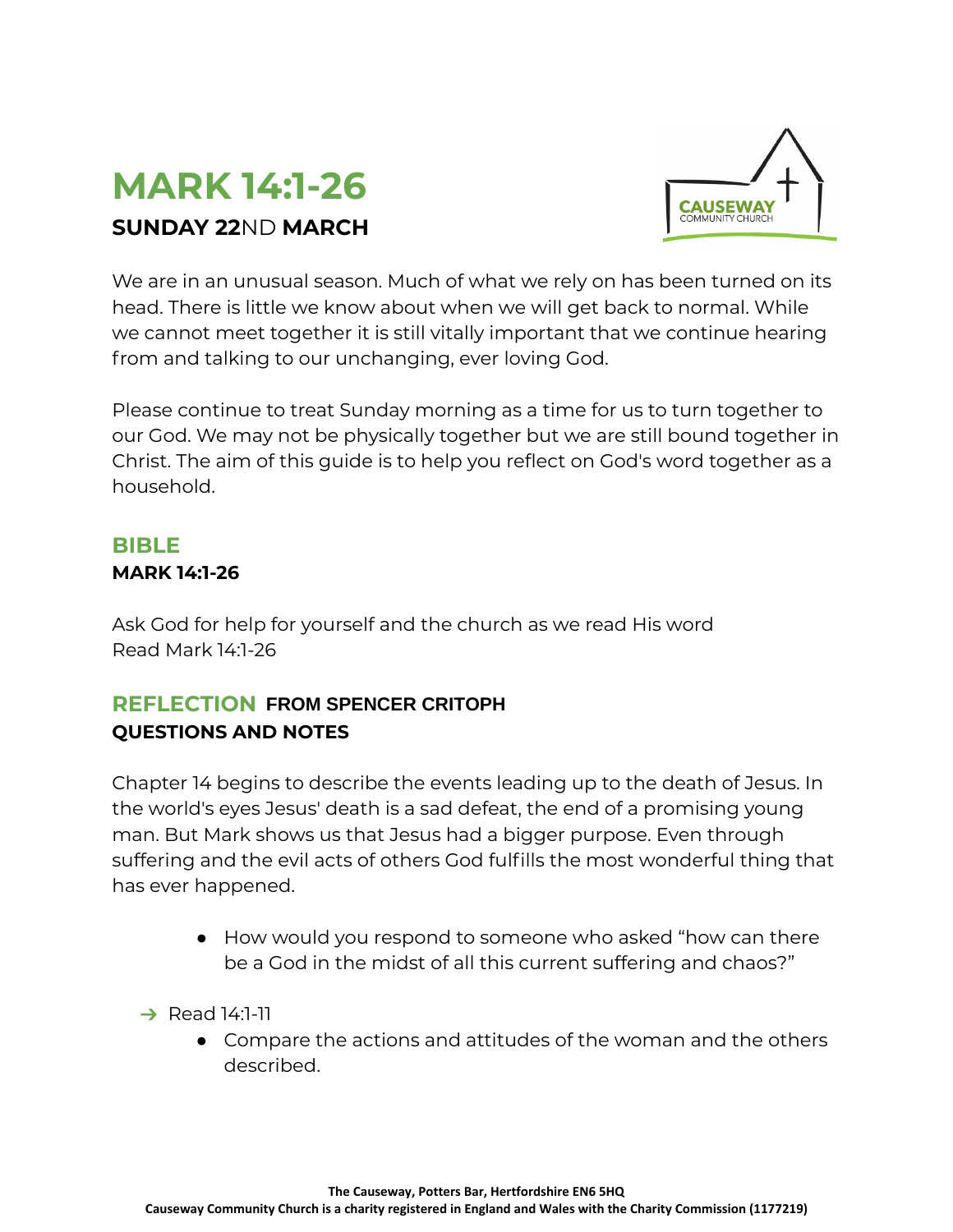# MARK 14:1-26

**SUNDAY 22ND MARCH**

We are in an unusual season. Much of what we rely on has been turned on its head. There is little we know about when we will get back to normal. While we cannot meet together it is still vitally important that we continue hearing from and talking to our unchanging, ever loving God.

Please continue to treat Sunday morning as a time for us to turn together to our God. We may not be physically together but we are still bound together in Christ. The aim of this guide is to help you reflect on God's word together as a household.

## BIBLE

**MARK 14:1-26**

Ask God for help for yourself and the church as we read His word
Read Mark 14:1-26

## REFLECTION FROM SPENCER CRITOPH

**QUESTIONS AND NOTES**

Chapter 14 begins to describe the events leading up to the death of Jesus. In the world's eyes Jesus' death is a sad defeat, the end of a promising young man. But Mark shows us that Jesus had a bigger purpose. Even through suffering and the evil acts of others God fulfills the most wonderful thing that has ever happened.

- How would you respond to someone who asked "how can there be a God in the midst of all this current suffering and chaos?"

➔ Read 14:1-11

- Compare the actions and attitudes of the woman and the others described.

The Causeway, Potters Bar, Hertfordshire EN6 5HQ
Causeway Community Church is a charity registered in England and Wales with the Charity Commission (1177219)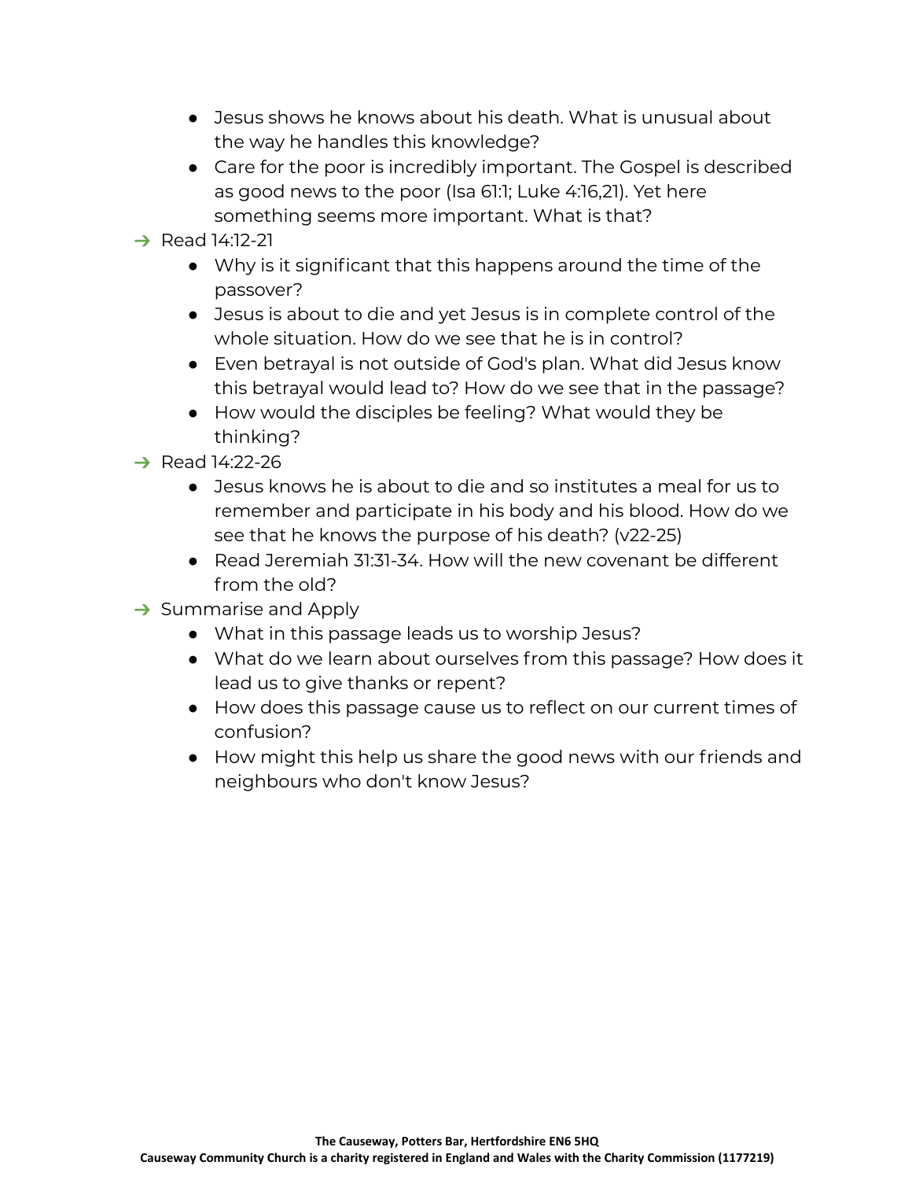- Jesus shows he knows about his death. What is unusual about the way he handles this knowledge?
- Care for the poor is incredibly important. The Gospel is described as good news to the poor (Isa 61:1; Luke 4:16,21). Yet here something seems more important. What is that?

➔ Read 14:12-21

- Why is it significant that this happens around the time of the passover?
- Jesus is about to die and yet Jesus is in complete control of the whole situation. How do we see that he is in control?
- Even betrayal is not outside of God's plan. What did Jesus know this betrayal would lead to? How do we see that in the passage?
- How would the disciples be feeling? What would they be thinking?

➔ Read 14:22-26

- Jesus knows he is about to die and so institutes a meal for us to remember and participate in his body and his blood. How do we see that he knows the purpose of his death? (v22-25)
- Read Jeremiah 31:31-34. How will the new covenant be different from the old?

➔ Summarise and Apply

- What in this passage leads us to worship Jesus?
- What do we learn about ourselves from this passage? How does it lead us to give thanks or repent?
- How does this passage cause us to reflect on our current times of confusion?
- How might this help us share the good news with our friends and neighbours who don't know Jesus?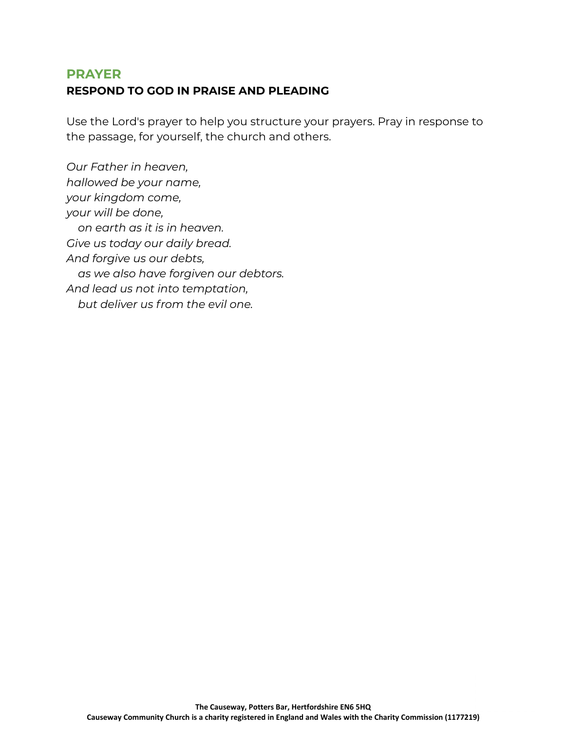## PRAYER

### RESPOND TO GOD IN PRAISE AND PLEADING

Use the Lord's prayer to help you structure your prayers. Pray in response to the passage, for yourself, the church and others.

*Our Father in heaven,*
*hallowed be your name,*
*your kingdom come,*
*your will be done,*
   *on earth as it is in heaven.*
*Give us today our daily bread.*
*And forgive us our debts,*
   *as we also have forgiven our debtors.*
*And lead us not into temptation,*
   *but deliver us from the evil one.*

**The Causeway, Potters Bar, Hertfordshire EN6 5HQ**
**Causeway Community Church is a charity registered in England and Wales with the Charity Commission (1177219)**